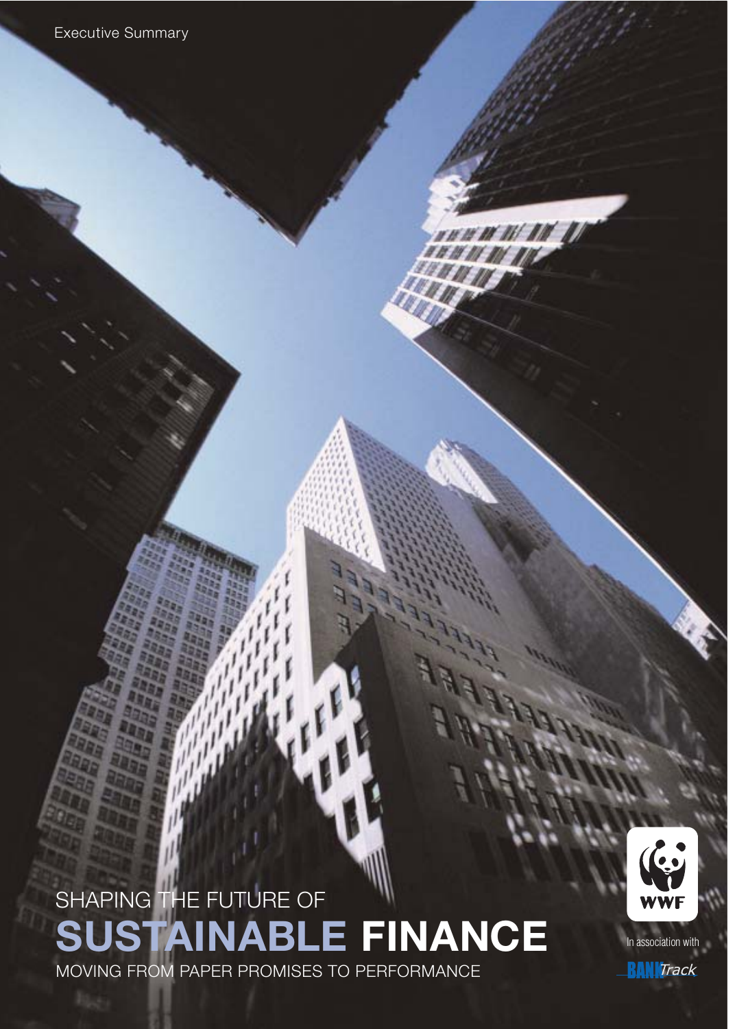Executive Summary

# SHAPING THE FUTURE OF SUSTAINABLE FINANCE

## MOVING FROM PAPER PROMISES TO PERFORMANCE

WWF

In association with

BANKTrack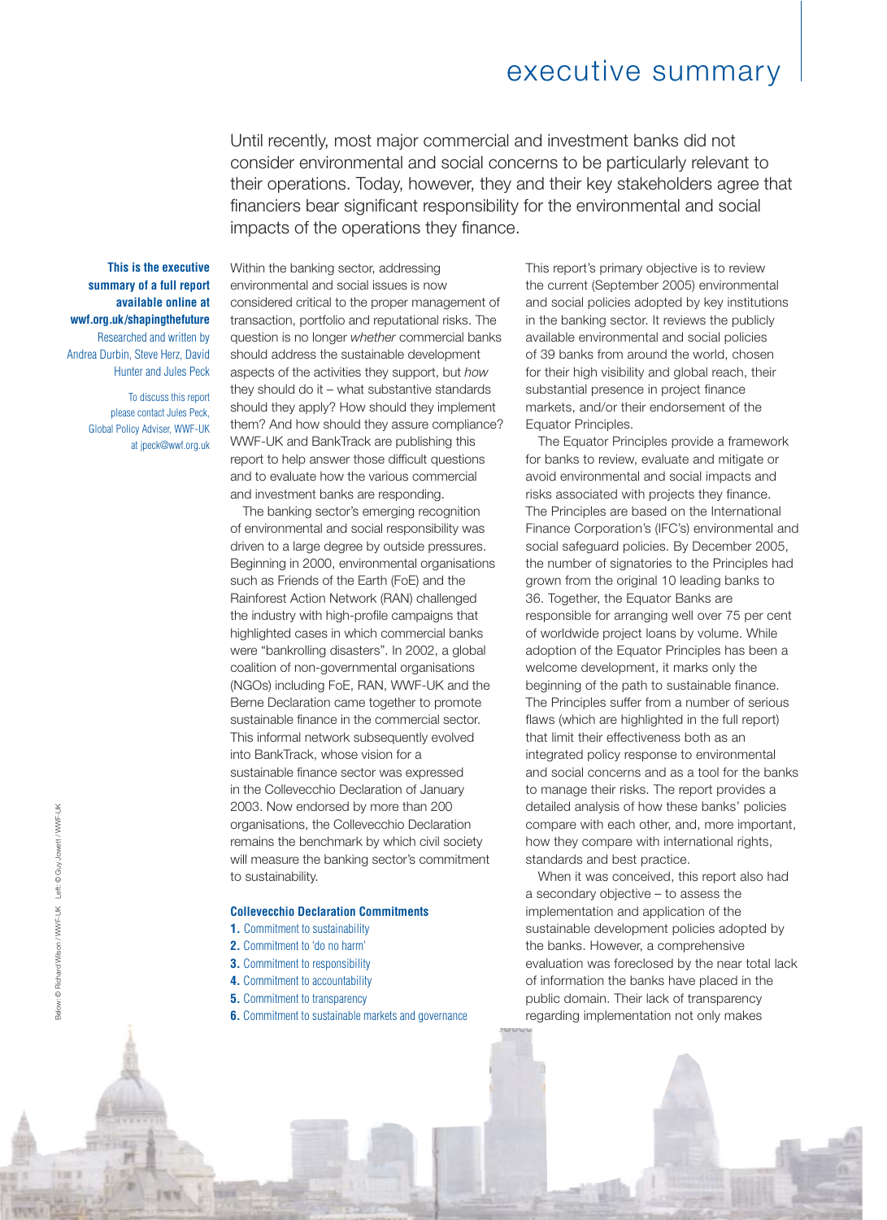# executive summary

Until recently, most major commercial and investment banks did not consider environmental and social concerns to be particularly relevant to their operations. Today, however, they and their key stakeholders agree that financiers bear significant responsibility for the environmental and social impacts of the operations they finance.

**This is the executive summary of a full report available online at wwf.org.uk/shapingthefuture**

Researched and written by Andrea Durbin, Steve Herz, David Hunter and Jules Peck

To discuss this report please contact Jules Peck, Global Policy Adviser, WWF-UK at jpeck@wwf.org.uk

Within the banking sector, addressing environmental and social issues is now considered critical to the proper management of transaction, portfolio and reputational risks. The question is no longer *whether* commercial banks should address the sustainable development aspects of the activities they support, but *how* they should do it – what substantive standards should they apply? How should they implement them? And how should they assure compliance? WWF-UK and BankTrack are publishing this report to help answer those difficult questions and to evaluate how the various commercial and investment banks are responding.

The banking sector's emerging recognition of environmental and social responsibility was driven to a large degree by outside pressures. Beginning in 2000, environmental organisations such as Friends of the Earth (FoE) and the Rainforest Action Network (RAN) challenged the industry with high-profile campaigns that highlighted cases in which commercial banks were "bankrolling disasters". In 2002, a global coalition of non-governmental organisations (NGOs) including FoE, RAN, WWF-UK and the Berne Declaration came together to promote sustainable finance in the commercial sector. This informal network subsequently evolved into BankTrack, whose vision for a sustainable finance sector was expressed in the Collevecchio Declaration of January 2003. Now endorsed by more than 200 organisations, the Collevecchio Declaration remains the benchmark by which civil society will measure the banking sector's commitment to sustainability.

**Collevecchio Declaration Commitments**

1. Commitment to sustainability
2. Commitment to 'do no harm'
3. Commitment to responsibility
4. Commitment to accountability
5. Commitment to transparency
6. Commitment to sustainable markets and governance

This report's primary objective is to review the current (September 2005) environmental and social policies adopted by key institutions in the banking sector. It reviews the publicly available environmental and social policies of 39 banks from around the world, chosen for their high visibility and global reach, their substantial presence in project finance markets, and/or their endorsement of the Equator Principles.

The Equator Principles provide a framework for banks to review, evaluate and mitigate or avoid environmental and social impacts and risks associated with projects they finance. The Principles are based on the International Finance Corporation's (IFC's) environmental and social safeguard policies. By December 2005, the number of signatories to the Principles had grown from the original 10 leading banks to 36. Together, the Equator Banks are responsible for arranging well over 75 per cent of worldwide project loans by volume. While adoption of the Equator Principles has been a welcome development, it marks only the beginning of the path to sustainable finance. The Principles suffer from a number of serious flaws (which are highlighted in the full report) that limit their effectiveness both as an integrated policy response to environmental and social concerns and as a tool for the banks to manage their risks. The report provides a detailed analysis of how these banks' policies compare with each other, and, more important, how they compare with international rights, standards and best practice.

When it was conceived, this report also had a secondary objective – to assess the implementation and application of the sustainable development policies adopted by the banks. However, a comprehensive evaluation was foreclosed by the near total lack of information the banks have placed in the public domain. Their lack of transparency regarding implementation not only makes

Below: © Richard Wilson / WWF-UK Left: © Guy Jowett / WWF-UK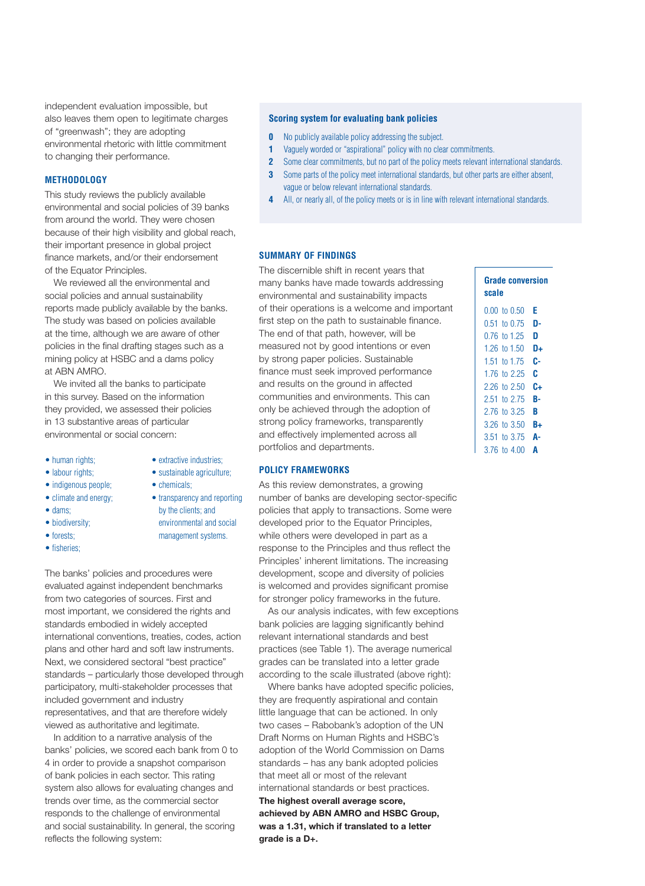independent evaluation impossible, but also leaves them open to legitimate charges of "greenwash"; they are adopting environmental rhetoric with little commitment to changing their performance.

## METHODOLOGY

This study reviews the publicly available environmental and social policies of 39 banks from around the world. They were chosen because of their high visibility and global reach, their important presence in global project finance markets, and/or their endorsement of the Equator Principles.

We reviewed all the environmental and social policies and annual sustainability reports made publicly available by the banks. The study was based on policies available at the time, although we are aware of other policies in the final drafting stages such as a mining policy at HSBC and a dams policy at ABN AMRO.

We invited all the banks to participate in this survey. Based on the information they provided, we assessed their policies in 13 substantive areas of particular environmental or social concern:

- human rights;
- labour rights;
- indigenous people;
- climate and energy;
- dams;
- biodiversity;
- forests;
- fisheries;
- extractive industries;
- sustainable agriculture;
- chemicals;
- transparency and reporting by the clients; and
- environmental and social management systems.

The banks' policies and procedures were evaluated against independent benchmarks from two categories of sources. First and most important, we considered the rights and standards embodied in widely accepted international conventions, treaties, codes, action plans and other hard and soft law instruments. Next, we considered sectoral "best practice" standards – particularly those developed through participatory, multi-stakeholder processes that included government and industry representatives, and that are therefore widely viewed as authoritative and legitimate.

In addition to a narrative analysis of the banks' policies, we scored each bank from 0 to 4 in order to provide a snapshot comparison of bank policies in each sector. This rating system also allows for evaluating changes and trends over time, as the commercial sector responds to the challenge of environmental and social sustainability. In general, the scoring reflects the following system:

### Scoring system for evaluating bank policies

- **0** No publicly available policy addressing the subject.
- **1** Vaguely worded or "aspirational" policy with no clear commitments.
- **2** Some clear commitments, but no part of the policy meets relevant international standards.
- **3** Some parts of the policy meet international standards, but other parts are either absent, vague or below relevant international standards.
- **4** All, or nearly all, of the policy meets or is in line with relevant international standards.

## SUMMARY OF FINDINGS

The discernible shift in recent years that many banks have made towards addressing environmental and sustainability impacts of their operations is a welcome and important first step on the path to sustainable finance. The end of that path, however, will be measured not by good intentions or even by strong paper policies. Sustainable finance must seek improved performance and results on the ground in affected communities and environments. This can only be achieved through the adoption of strong policy frameworks, transparently and effectively implemented across all portfolios and departments.

## POLICY FRAMEWORKS

As this review demonstrates, a growing number of banks are developing sector-specific policies that apply to transactions. Some were developed prior to the Equator Principles, while others were developed in part as a response to the Principles and thus reflect the Principles' inherent limitations. The increasing development, scope and diversity of policies is welcomed and provides significant promise for stronger policy frameworks in the future.

As our analysis indicates, with few exceptions bank policies are lagging significantly behind relevant international standards and best practices (see Table 1). The average numerical grades can be translated into a letter grade according to the scale illustrated (above right):

### Grade conversion scale

| Score | Grade |
|---|---|
| 0.00 to 0.50 | **E** |
| 0.51 to 0.75 | **D-** |
| 0.76 to 1.25 | **D** |
| 1.26 to 1.50 | **D+** |
| 1.51 to 1.75 | **C-** |
| 1.76 to 2.25 | **C** |
| 2.26 to 2.50 | **C+** |
| 2.51 to 2.75 | **B-** |
| 2.76 to 3.25 | **B** |
| 3.26 to 3.50 | **B+** |
| 3.51 to 3.75 | **A-** |
| 3.76 to 4.00 | **A** |

Where banks have adopted specific policies, they are frequently aspirational and contain little language that can be actioned. In only two cases – Rabobank's adoption of the UN Draft Norms on Human Rights and HSBC's adoption of the World Commission on Dams standards – has any bank adopted policies that meet all or most of the relevant international standards or best practices. **The highest overall average score, achieved by ABN AMRO and HSBC Group, was a 1.31, which if translated to a letter grade is a D+.**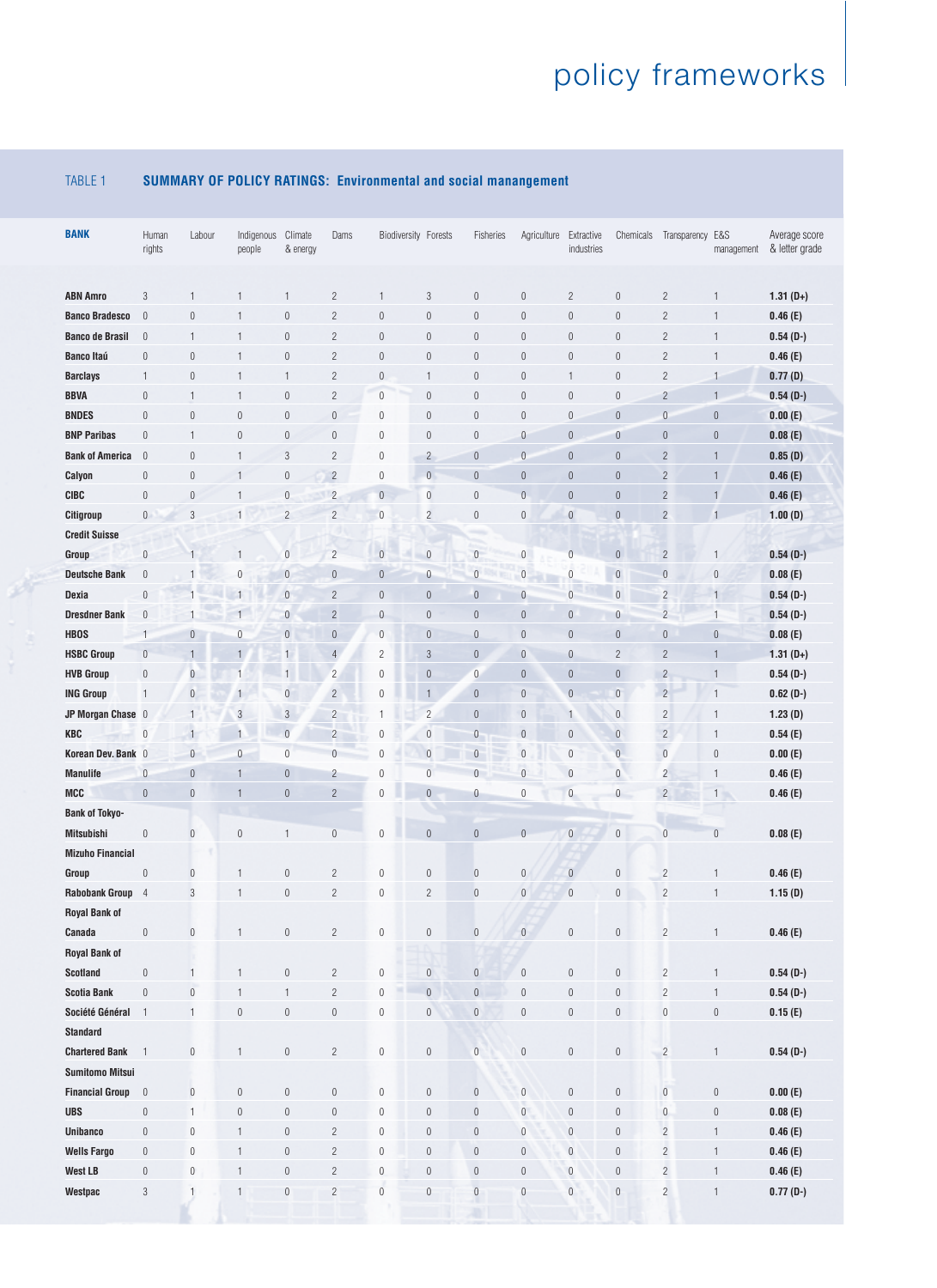# policy frameworks

TABLE 1 **SUMMARY OF POLICY RATINGS: Environmental and social manangement**

| BANK | Human rights | Labour | Indigenous people | Climate & energy | Dams | Biodiversity | Forests | Fisheries | Agriculture | Extractive industries | Chemicals | Transparency | E&S management | Average score & letter grade |
|---|---|---|---|---|---|---|---|---|---|---|---|---|---|---|
| **ABN Amro** | 3 | 1 | 1 | 1 | 2 | 1 | 3 | 0 | 0 | 2 | 0 | 2 | 1 | **1.31 (D+)** |
| **Banco Bradesco** | 0 | 0 | 1 | 0 | 2 | 0 | 0 | 0 | 0 | 0 | 0 | 2 | 1 | **0.46 (E)** |
| **Banco de Brasil** | 0 | 1 | 1 | 0 | 2 | 0 | 0 | 0 | 0 | 0 | 0 | 2 | 1 | **0.54 (D-)** |
| **Banco Itaú** | 0 | 0 | 1 | 0 | 2 | 0 | 0 | 0 | 0 | 0 | 0 | 2 | 1 | **0.46 (E)** |
| **Barclays** | 1 | 0 | 1 | 1 | 2 | 0 | 1 | 0 | 0 | 1 | 0 | 2 | 1 | **0.77 (D)** |
| **BBVA** | 0 | 1 | 1 | 0 | 2 | 0 | 0 | 0 | 0 | 0 | 0 | 2 | 1 | **0.54 (D-)** |
| **BNDES** | 0 | 0 | 0 | 0 | 0 | 0 | 0 | 0 | 0 | 0 | 0 | 0 | 0 | **0.00 (E)** |
| **BNP Paribas** | 0 | 1 | 0 | 0 | 0 | 0 | 0 | 0 | 0 | 0 | 0 | 0 | 0 | **0.08 (E)** |
| **Bank of America** | 0 | 0 | 1 | 3 | 2 | 0 | 2 | 0 | 0 | 0 | 0 | 2 | 1 | **0.85 (D)** |
| **Calyon** | 0 | 0 | 1 | 0 | 2 | 0 | 0 | 0 | 0 | 0 | 0 | 2 | 1 | **0.46 (E)** |
| **CIBC** | 0 | 0 | 1 | 0 | 2 | 0 | 0 | 0 | 0 | 0 | 0 | 2 | 1 | **0.46 (E)** |
| **Citigroup** | 0 | 3 | 1 | 2 | 2 | 0 | 2 | 0 | 0 | 0 | 0 | 2 | 1 | **1.00 (D)** |
| **Credit Suisse Group** | 0 | 1 | 1 | 0 | 2 | 0 | 0 | 0 | 0 | 0 | 0 | 2 | 1 | **0.54 (D-)** |
| **Deutsche Bank** | 0 | 1 | 0 | 0 | 0 | 0 | 0 | 0 | 0 | 0 | 0 | 0 | 0 | **0.08 (E)** |
| **Dexia** | 0 | 1 | 1 | 0 | 2 | 0 | 0 | 0 | 0 | 0 | 0 | 2 | 1 | **0.54 (D-)** |
| **Dresdner Bank** | 0 | 1 | 1 | 0 | 2 | 0 | 0 | 0 | 0 | 0 | 0 | 2 | 1 | **0.54 (D-)** |
| **HBOS** | 1 | 0 | 0 | 0 | 0 | 0 | 0 | 0 | 0 | 0 | 0 | 0 | 0 | **0.08 (E)** |
| **HSBC Group** | 0 | 1 | 1 | 1 | 4 | 2 | 3 | 0 | 0 | 0 | 2 | 2 | 1 | **1.31 (D+)** |
| **HVB Group** | 0 | 0 | 1 | 1 | 2 | 0 | 0 | 0 | 0 | 0 | 0 | 2 | 1 | **0.54 (D-)** |
| **ING Group** | 1 | 0 | 1 | 0 | 2 | 0 | 1 | 0 | 0 | 0 | 0 | 2 | 1 | **0.62 (D-)** |
| **JP Morgan Chase** | 0 | 1 | 3 | 3 | 2 | 1 | 2 | 0 | 0 | 1 | 0 | 2 | 1 | **1.23 (D)** |
| **KBC** | 0 | 1 | 1 | 0 | 2 | 0 | 0 | 0 | 0 | 0 | 0 | 2 | 1 | **0.54 (E)** |
| **Korean Dev. Bank** | 0 | 0 | 0 | 0 | 0 | 0 | 0 | 0 | 0 | 0 | 0 | 0 | 0 | **0.00 (E)** |
| **Manulife** | 0 | 0 | 1 | 0 | 2 | 0 | 0 | 0 | 0 | 0 | 0 | 2 | 1 | **0.46 (E)** |
| **MCC** | 0 | 0 | 1 | 0 | 2 | 0 | 0 | 0 | 0 | 0 | 0 | 2 | 1 | **0.46 (E)** |
| **Bank of Tokyo-Mitsubishi** | 0 | 0 | 0 | 1 | 0 | 0 | 0 | 0 | 0 | 0 | 0 | 0 | 0 | **0.08 (E)** |
| **Mizuho Financial Group** | 0 | 0 | 1 | 0 | 2 | 0 | 0 | 0 | 0 | 0 | 0 | 2 | 1 | **0.46 (E)** |
| **Rabobank Group** | 4 | 3 | 1 | 0 | 2 | 0 | 2 | 0 | 0 | 0 | 0 | 2 | 1 | **1.15 (D)** |
| **Royal Bank of Canada** | 0 | 0 | 1 | 0 | 2 | 0 | 0 | 0 | 0 | 0 | 0 | 2 | 1 | **0.46 (E)** |
| **Royal Bank of Scotland** | 0 | 1 | 1 | 0 | 2 | 0 | 0 | 0 | 0 | 0 | 0 | 2 | 1 | **0.54 (D-)** |
| **Scotia Bank** | 0 | 0 | 1 | 1 | 2 | 0 | 0 | 0 | 0 | 0 | 0 | 2 | 1 | **0.54 (D-)** |
| **Société Général** | 1 | 1 | 0 | 0 | 0 | 0 | 0 | 0 | 0 | 0 | 0 | 0 | 0 | **0.15 (E)** |
| **Standard Chartered Bank** | 1 | 0 | 1 | 0 | 2 | 0 | 0 | 0 | 0 | 0 | 0 | 2 | 1 | **0.54 (D-)** |
| **Sumitomo Mitsui Financial Group** | 0 | 0 | 0 | 0 | 0 | 0 | 0 | 0 | 0 | 0 | 0 | 0 | 0 | **0.00 (E)** |
| **UBS** | 0 | 1 | 0 | 0 | 0 | 0 | 0 | 0 | 0 | 0 | 0 | 0 | 0 | **0.08 (E)** |
| **Unibanco** | 0 | 0 | 1 | 0 | 2 | 0 | 0 | 0 | 0 | 0 | 0 | 2 | 1 | **0.46 (E)** |
| **Wells Fargo** | 0 | 0 | 1 | 0 | 2 | 0 | 0 | 0 | 0 | 0 | 0 | 2 | 1 | **0.46 (E)** |
| **West LB** | 0 | 0 | 1 | 0 | 2 | 0 | 0 | 0 | 0 | 0 | 0 | 2 | 1 | **0.46 (E)** |
| **Westpac** | 3 | 1 | 1 | 0 | 2 | 0 | 0 | 0 | 0 | 0 | 0 | 2 | 1 | **0.77 (D-)** |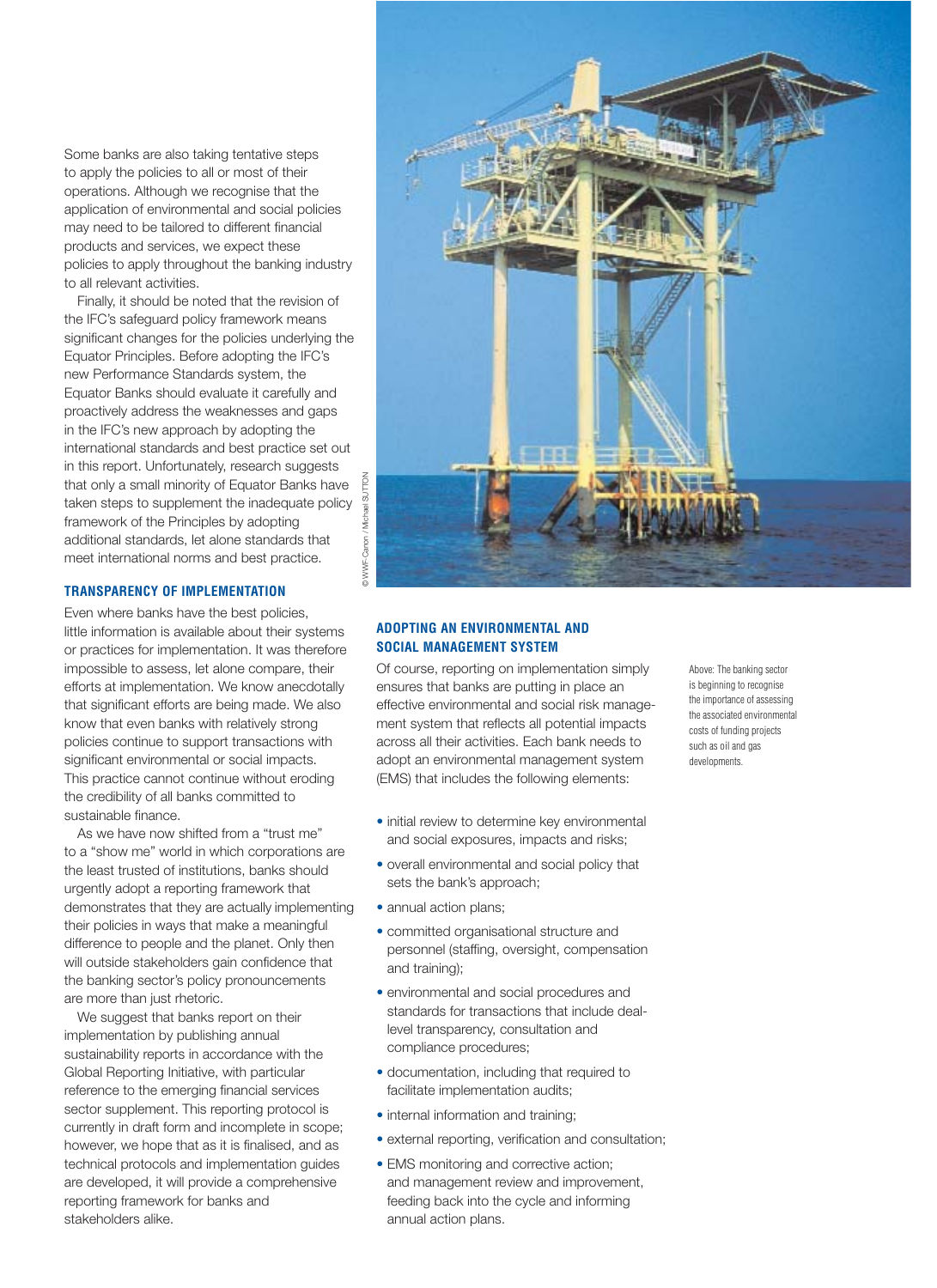Some banks are also taking tentative steps to apply the policies to all or most of their operations. Although we recognise that the application of environmental and social policies may need to be tailored to different financial products and services, we expect these policies to apply throughout the banking industry to all relevant activities.

Finally, it should be noted that the revision of the IFC's safeguard policy framework means significant changes for the policies underlying the Equator Principles. Before adopting the IFC's new Performance Standards system, the Equator Banks should evaluate it carefully and proactively address the weaknesses and gaps in the IFC's new approach by adopting the international standards and best practice set out in this report. Unfortunately, research suggests that only a small minority of Equator Banks have taken steps to supplement the inadequate policy framework of the Principles by adopting additional standards, let alone standards that meet international norms and best practice.

### TRANSPARENCY OF IMPLEMENTATION

Even where banks have the best policies, little information is available about their systems or practices for implementation. It was therefore impossible to assess, let alone compare, their efforts at implementation. We know anecdotally that significant efforts are being made. We also know that even banks with relatively strong policies continue to support transactions with significant environmental or social impacts. This practice cannot continue without eroding the credibility of all banks committed to sustainable finance.

As we have now shifted from a "trust me" to a "show me" world in which corporations are the least trusted of institutions, banks should urgently adopt a reporting framework that demonstrates that they are actually implementing their policies in ways that make a meaningful difference to people and the planet. Only then will outside stakeholders gain confidence that the banking sector's policy pronouncements are more than just rhetoric.

We suggest that banks report on their implementation by publishing annual sustainability reports in accordance with the Global Reporting Initiative, with particular reference to the emerging financial services sector supplement. This reporting protocol is currently in draft form and incomplete in scope; however, we hope that as it is finalised, and as technical protocols and implementation guides are developed, it will provide a comprehensive reporting framework for banks and stakeholders alike.

© WWF-Canon / Michael SUTTON

Above: The banking sector is beginning to recognise the importance of assessing the associated environmental costs of funding projects such as oil and gas developments.

### ADOPTING AN ENVIRONMENTAL AND SOCIAL MANAGEMENT SYSTEM

Of course, reporting on implementation simply ensures that banks are putting in place an effective environmental and social risk management system that reflects all potential impacts across all their activities. Each bank needs to adopt an environmental management system (EMS) that includes the following elements:

- initial review to determine key environmental and social exposures, impacts and risks;
- overall environmental and social policy that sets the bank's approach;
- annual action plans;
- committed organisational structure and personnel (staffing, oversight, compensation and training);
- environmental and social procedures and standards for transactions that include deal-level transparency, consultation and compliance procedures;
- documentation, including that required to facilitate implementation audits;
- internal information and training;
- external reporting, verification and consultation;
- EMS monitoring and corrective action; and management review and improvement, feeding back into the cycle and informing annual action plans.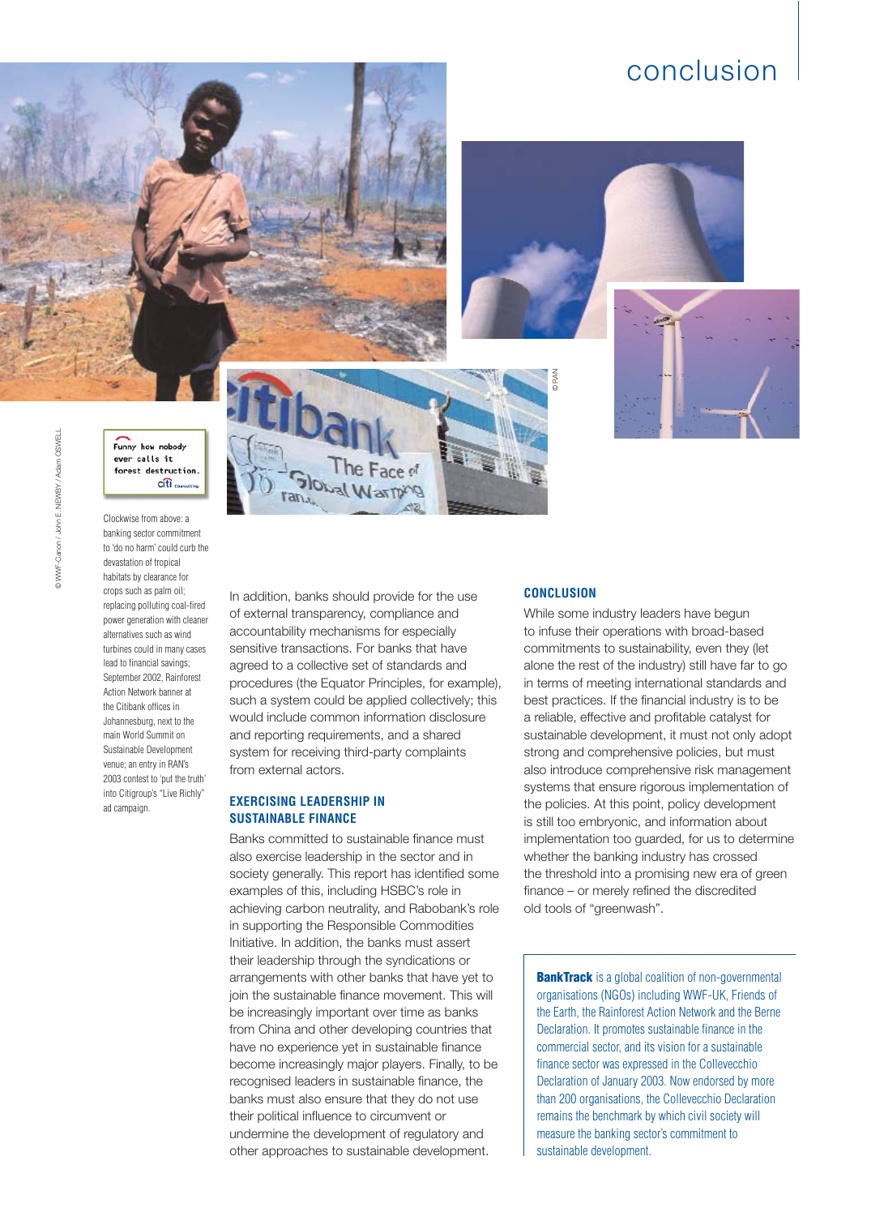# conclusion

Funny how nobody ever calls it forest destruction.

Clockwise from above: a banking sector commitment to 'do no harm' could curb the devastation of tropical habitats by clearance for crops such as palm oil; replacing polluting coal-fired power generation with cleaner alternatives such as wind turbines could in many cases lead to financial savings; September 2002, Rainforest Action Network banner at the Citibank offices in Johannesburg, next to the main World Summit on Sustainable Development venue; an entry in RAN's 2003 contest to 'put the truth' into Citigroup's "Live Richly" ad campaign.

© WWF-Canon / John E. NEWBY / Adam OSWELL

© RAN

In addition, banks should provide for the use of external transparency, compliance and accountability mechanisms for especially sensitive transactions. For banks that have agreed to a collective set of standards and procedures (the Equator Principles, for example), such a system could be applied collectively; this would include common information disclosure and reporting requirements, and a shared system for receiving third-party complaints from external actors.

## EXERCISING LEADERSHIP IN SUSTAINABLE FINANCE

Banks committed to sustainable finance must also exercise leadership in the sector and in society generally. This report has identified some examples of this, including HSBC's role in achieving carbon neutrality, and Rabobank's role in supporting the Responsible Commodities Initiative. In addition, the banks must assert their leadership through the syndications or arrangements with other banks that have yet to join the sustainable finance movement. This will be increasingly important over time as banks from China and other developing countries that have no experience yet in sustainable finance become increasingly major players. Finally, to be recognised leaders in sustainable finance, the banks must also ensure that they do not use their political influence to circumvent or undermine the development of regulatory and other approaches to sustainable development.

## CONCLUSION

While some industry leaders have begun to infuse their operations with broad-based commitments to sustainability, even they (let alone the rest of the industry) still have far to go in terms of meeting international standards and best practices. If the financial industry is to be a reliable, effective and profitable catalyst for sustainable development, it must not only adopt strong and comprehensive policies, but must also introduce comprehensive risk management systems that ensure rigorous implementation of the policies. At this point, policy development is still too embryonic, and information about implementation too guarded, for us to determine whether the banking industry has crossed the threshold into a promising new era of green finance – or merely refined the discredited old tools of "greenwash".

**BankTrack** is a global coalition of non-governmental organisations (NGOs) including WWF-UK, Friends of the Earth, the Rainforest Action Network and the Berne Declaration. It promotes sustainable finance in the commercial sector, and its vision for a sustainable finance sector was expressed in the Collevecchio Declaration of January 2003. Now endorsed by more than 200 organisations, the Collevecchio Declaration remains the benchmark by which civil society will measure the banking sector's commitment to sustainable development.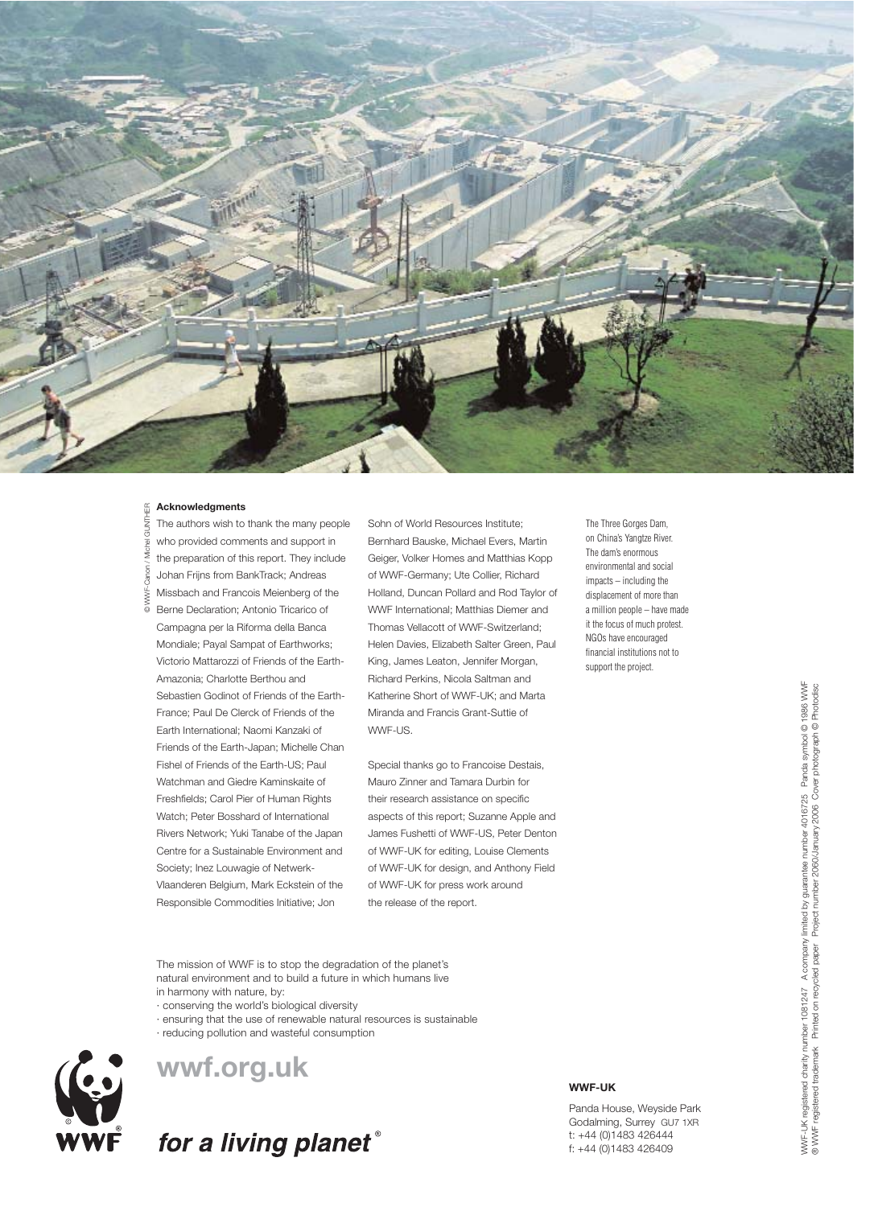© WWF-Canon / Michel GUNTHER

### Acknowledgments

The authors wish to thank the many people who provided comments and support in the preparation of this report. They include Johan Frijns from BankTrack; Andreas Missbach and Francois Meienberg of the Berne Declaration; Antonio Tricarico of Campagna per la Riforma della Banca Mondiale; Payal Sampat of Earthworks; Victorio Mattarozzi of Friends of the Earth-Amazonia; Charlotte Berthou and Sebastien Godinot of Friends of the Earth-France; Paul De Clerck of Friends of the Earth International; Naomi Kanzaki of Friends of the Earth-Japan; Michelle Chan Fishel of Friends of the Earth-US; Paul Watchman and Giedre Kaminskaite of Freshfields; Carol Pier of Human Rights Watch; Peter Bosshard of International Rivers Network; Yuki Tanabe of the Japan Centre for a Sustainable Environment and Society; Inez Louwagie of Netwerk-Vlaanderen Belgium, Mark Eckstein of the Responsible Commodities Initiative; Jon Sohn of World Resources Institute; Bernhard Bauske, Michael Evers, Martin Geiger, Volker Homes and Matthias Kopp of WWF-Germany; Ute Collier, Richard Holland, Duncan Pollard and Rod Taylor of WWF International; Matthias Diemer and Thomas Vellacott of WWF-Switzerland; Helen Davies, Elizabeth Salter Green, Paul King, James Leaton, Jennifer Morgan, Richard Perkins, Nicola Saltman and Katherine Short of WWF-UK; and Marta Miranda and Francis Grant-Suttie of WWF-US.

Special thanks go to Francoise Destais, Mauro Zinner and Tamara Durbin for their research assistance on specific aspects of this report; Suzanne Apple and James Fushetti of WWF-US, Peter Denton of WWF-UK for editing, Louise Clements of WWF-UK for design, and Anthony Field of WWF-UK for press work around the release of the report.

The Three Gorges Dam, on China's Yangtze River. The dam's enormous environmental and social impacts – including the displacement of more than a million people – have made it the focus of much protest. NGOs have encouraged financial institutions not to support the project.

The mission of WWF is to stop the degradation of the planet's natural environment and to build a future in which humans live in harmony with nature, by:

· conserving the world's biological diversity
· ensuring that the use of renewable natural resources is sustainable
· reducing pollution and wasteful consumption

**wwf.org.uk**

*for a living planet®*

**WWF-UK**

Panda House, Weyside Park
Godalming, Surrey GU7 1XR
t: +44 (0)1483 426444
f: +44 (0)1483 426409

WWF-UK registered charity number 1081247 A company limited by guarantee number 4016725 Panda symbol © 1986 WWF
® WWF registered trademark Printed on recycled paper Project number 2060/January 2006 Cover photograph © Photodisc